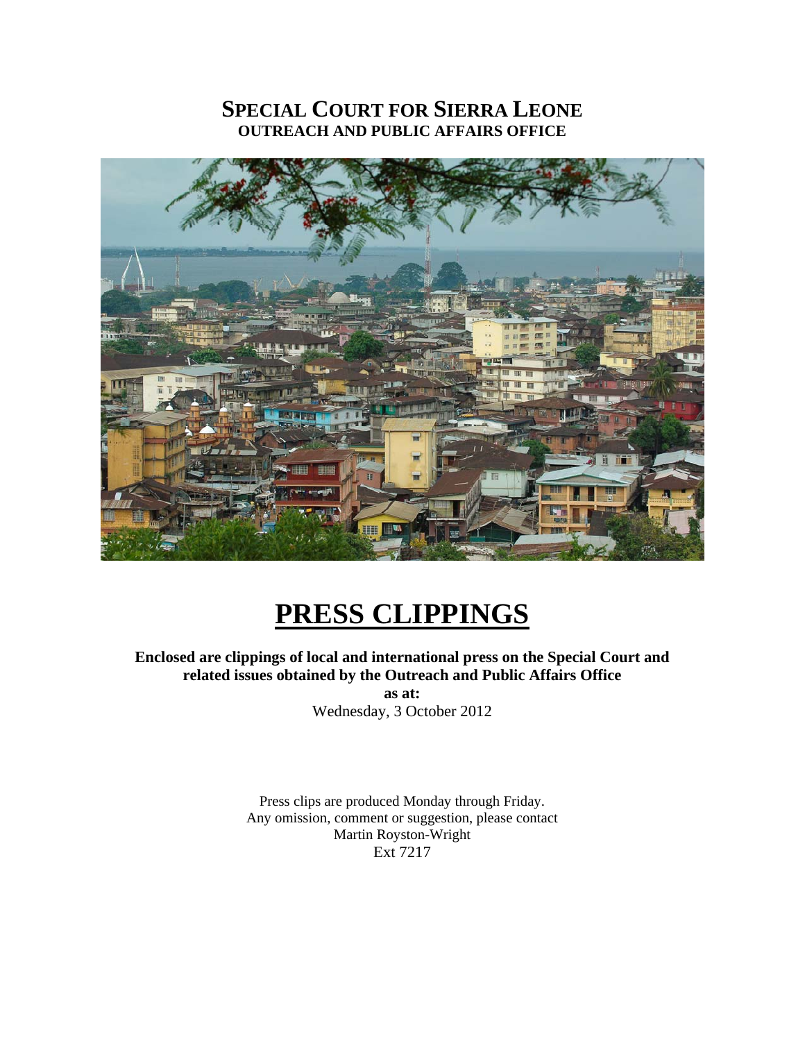# SPECIAL COURT FOR SIERRA LEONE
## OUTREACH AND PUBLIC AFFAIRS OFFICE

# PRESS CLIPPINGS

**Enclosed are clippings of local and international press on the Special Court and related issues obtained by the Outreach and Public Affairs Office**

**as at:**

Wednesday, 3 October 2012

Press clips are produced Monday through Friday.
Any omission, comment or suggestion, please contact
Martin Royston-Wright
Ext 7217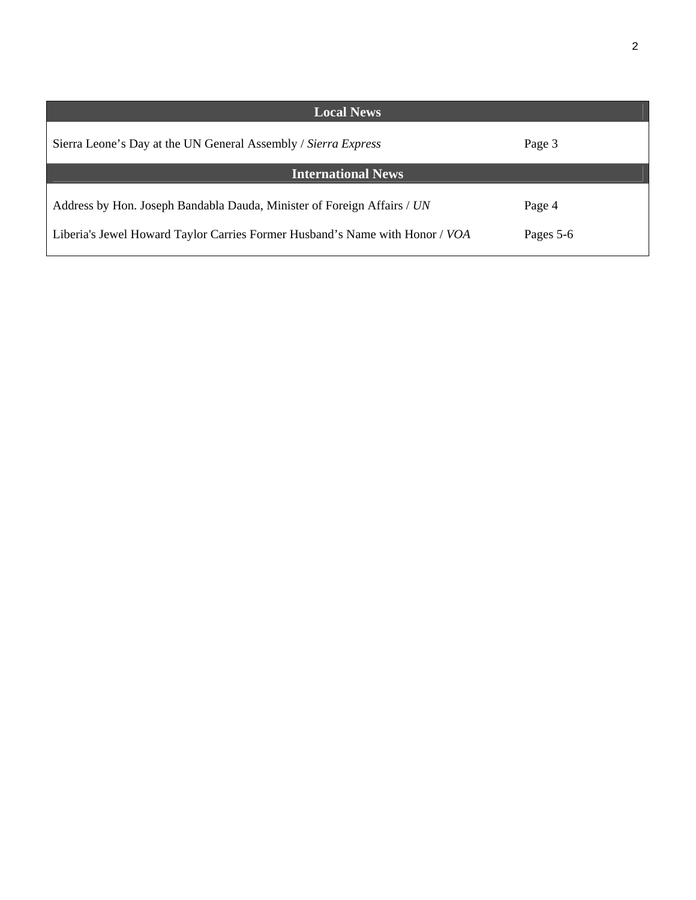| Local News | |
|---|---|
| Sierra Leone’s Day at the UN General Assembly / *Sierra Express* | Page 3 |
| **International News** | |
| Address by Hon. Joseph Bandabla Dauda, Minister of Foreign Affairs / *UN* | Page 4 |
| Liberia's Jewel Howard Taylor Carries Former Husband’s Name with Honor / *VOA* | Pages 5-6 |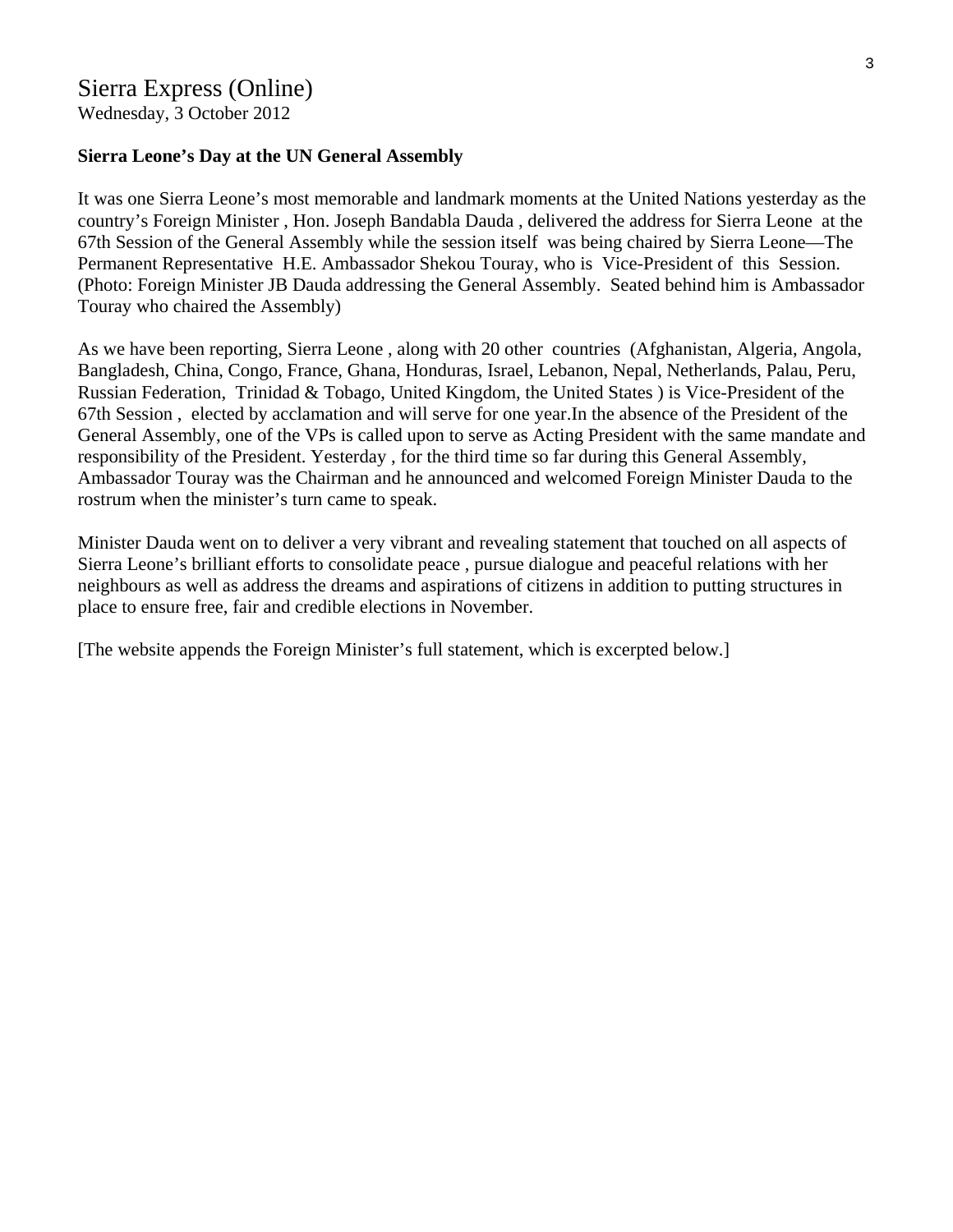# Sierra Express (Online)

Wednesday, 3 October 2012

**Sierra Leone's Day at the UN General Assembly**

It was one Sierra Leone's most memorable and landmark moments at the United Nations yesterday as the country's Foreign Minister , Hon. Joseph Bandabla Dauda , delivered the address for Sierra Leone at the 67th Session of the General Assembly while the session itself was being chaired by Sierra Leone—The Permanent Representative H.E. Ambassador Shekou Touray, who is Vice-President of this Session. (Photo: Foreign Minister JB Dauda addressing the General Assembly. Seated behind him is Ambassador Touray who chaired the Assembly)

As we have been reporting, Sierra Leone , along with 20 other countries (Afghanistan, Algeria, Angola, Bangladesh, China, Congo, France, Ghana, Honduras, Israel, Lebanon, Nepal, Netherlands, Palau, Peru, Russian Federation, Trinidad & Tobago, United Kingdom, the United States ) is Vice-President of the 67th Session , elected by acclamation and will serve for one year.In the absence of the President of the General Assembly, one of the VPs is called upon to serve as Acting President with the same mandate and responsibility of the President. Yesterday , for the third time so far during this General Assembly, Ambassador Touray was the Chairman and he announced and welcomed Foreign Minister Dauda to the rostrum when the minister's turn came to speak.

Minister Dauda went on to deliver a very vibrant and revealing statement that touched on all aspects of Sierra Leone's brilliant efforts to consolidate peace , pursue dialogue and peaceful relations with her neighbours as well as address the dreams and aspirations of citizens in addition to putting structures in place to ensure free, fair and credible elections in November.

[The website appends the Foreign Minister's full statement, which is excerpted below.]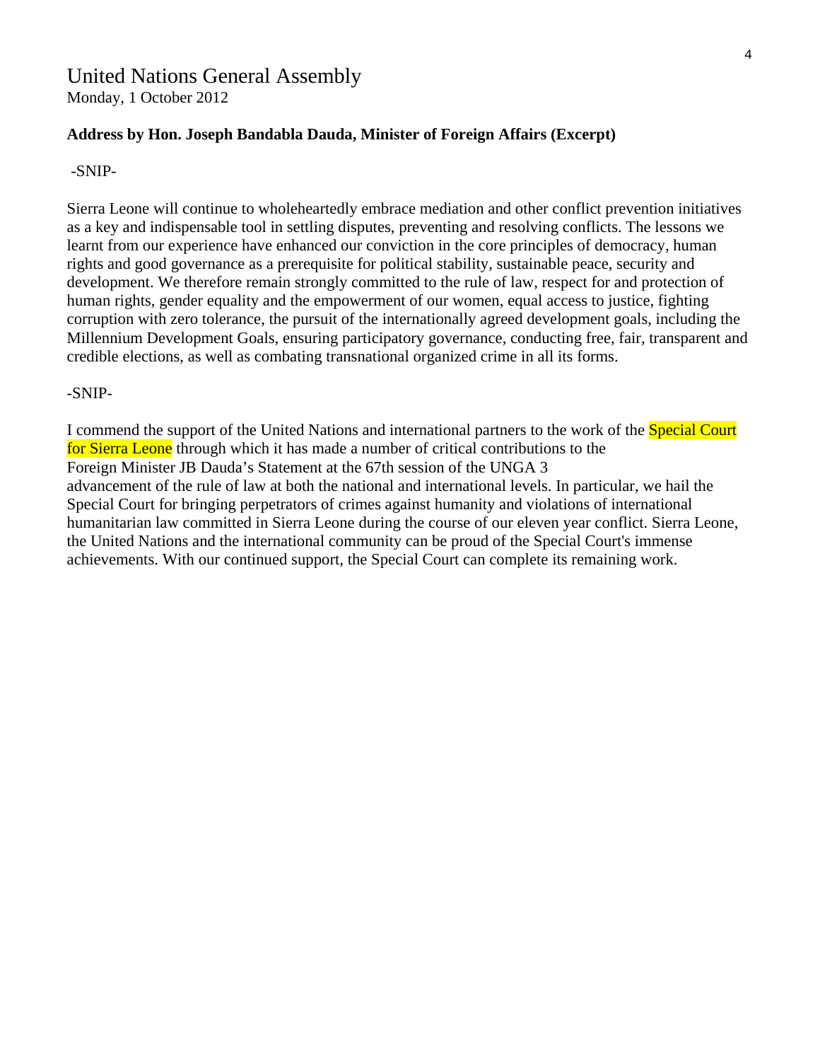# United Nations General Assembly

Monday, 1 October 2012

**Address by Hon. Joseph Bandabla Dauda, Minister of Foreign Affairs (Excerpt)**

-SNIP-

Sierra Leone will continue to wholeheartedly embrace mediation and other conflict prevention initiatives as a key and indispensable tool in settling disputes, preventing and resolving conflicts. The lessons we learnt from our experience have enhanced our conviction in the core principles of democracy, human rights and good governance as a prerequisite for political stability, sustainable peace, security and development. We therefore remain strongly committed to the rule of law, respect for and protection of human rights, gender equality and the empowerment of our women, equal access to justice, fighting corruption with zero tolerance, the pursuit of the internationally agreed development goals, including the Millennium Development Goals, ensuring participatory governance, conducting free, fair, transparent and credible elections, as well as combating transnational organized crime in all its forms.

-SNIP-

I commend the support of the United Nations and international partners to the work of the Special Court for Sierra Leone through which it has made a number of critical contributions to the advancement of the rule of law at both the national and international levels. In particular, we hail the Special Court for bringing perpetrators of crimes against humanity and violations of international humanitarian law committed in Sierra Leone during the course of our eleven year conflict. Sierra Leone, the United Nations and the international community can be proud of the Special Court's immense achievements. With our continued support, the Special Court can complete its remaining work.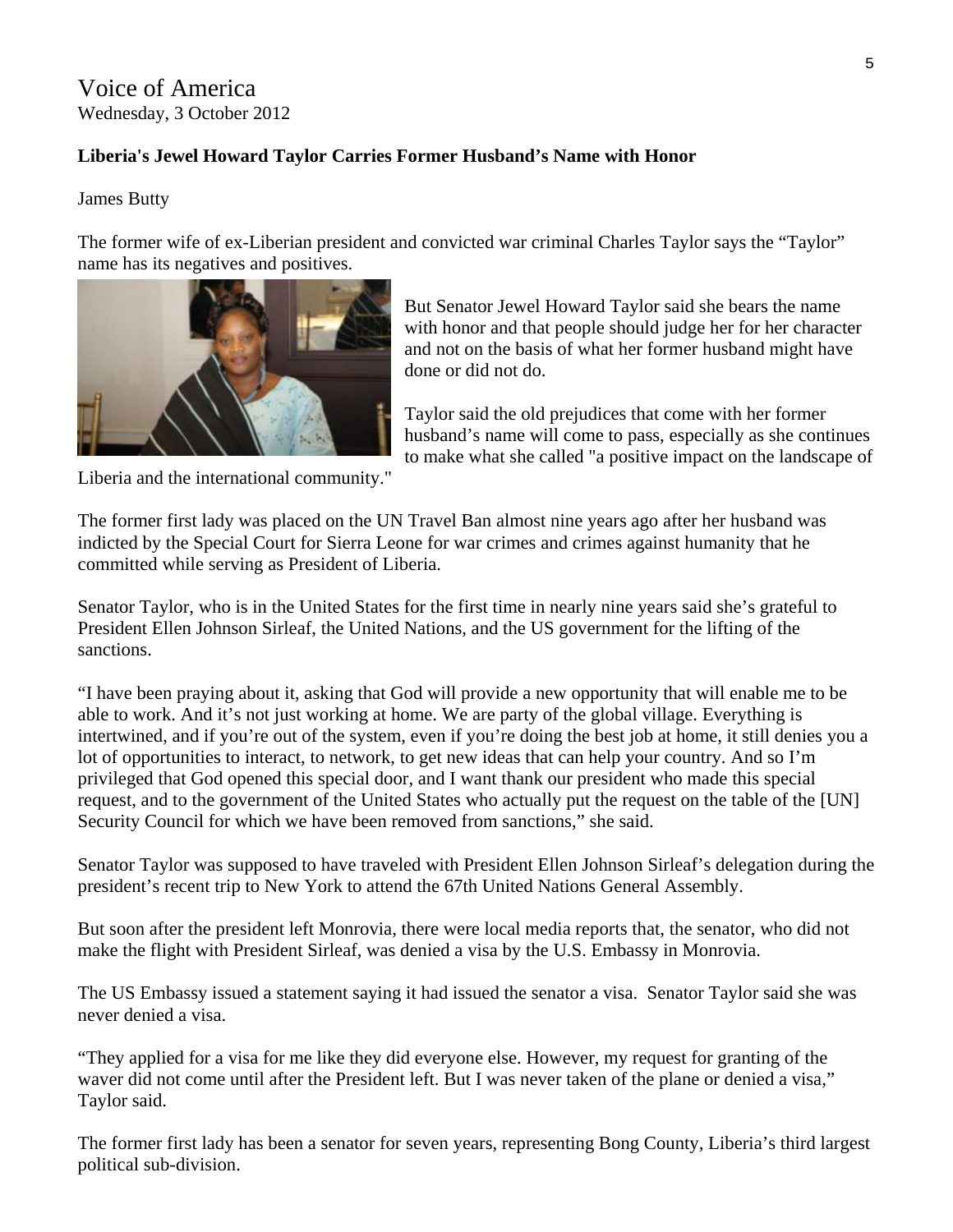# Voice of America

Wednesday, 3 October 2012

**Liberia's Jewel Howard Taylor Carries Former Husband's Name with Honor**

James Butty

The former wife of ex-Liberian president and convicted war criminal Charles Taylor says the "Taylor" name has its negatives and positives.

But Senator Jewel Howard Taylor said she bears the name with honor and that people should judge her for her character and not on the basis of what her former husband might have done or did not do.

Taylor said the old prejudices that come with her former husband's name will come to pass, especially as she continues to make what she called "a positive impact on the landscape of Liberia and the international community."

The former first lady was placed on the UN Travel Ban almost nine years ago after her husband was indicted by the Special Court for Sierra Leone for war crimes and crimes against humanity that he committed while serving as President of Liberia.

Senator Taylor, who is in the United States for the first time in nearly nine years said she's grateful to President Ellen Johnson Sirleaf, the United Nations, and the US government for the lifting of the sanctions.

"I have been praying about it, asking that God will provide a new opportunity that will enable me to be able to work. And it's not just working at home. We are party of the global village. Everything is intertwined, and if you're out of the system, even if you're doing the best job at home, it still denies you a lot of opportunities to interact, to network, to get new ideas that can help your country. And so I'm privileged that God opened this special door, and I want thank our president who made this special request, and to the government of the United States who actually put the request on the table of the [UN] Security Council for which we have been removed from sanctions," she said.

Senator Taylor was supposed to have traveled with President Ellen Johnson Sirleaf's delegation during the president's recent trip to New York to attend the 67th United Nations General Assembly.

But soon after the president left Monrovia, there were local media reports that, the senator, who did not make the flight with President Sirleaf, was denied a visa by the U.S. Embassy in Monrovia.

The US Embassy issued a statement saying it had issued the senator a visa. Senator Taylor said she was never denied a visa.

"They applied for a visa for me like they did everyone else. However, my request for granting of the waver did not come until after the President left. But I was never taken of the plane or denied a visa," Taylor said.

The former first lady has been a senator for seven years, representing Bong County, Liberia's third largest political sub-division.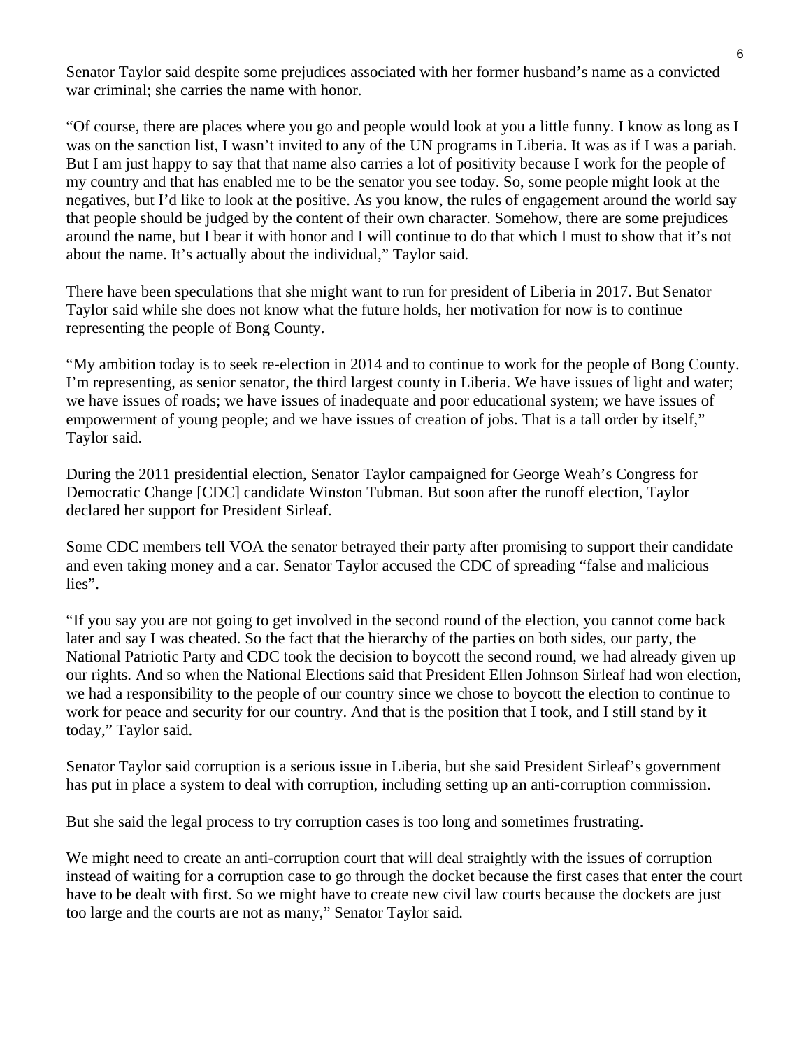Senator Taylor said despite some prejudices associated with her former husband's name as a convicted war criminal; she carries the name with honor.

"Of course, there are places where you go and people would look at you a little funny. I know as long as I was on the sanction list, I wasn't invited to any of the UN programs in Liberia. It was as if I was a pariah. But I am just happy to say that that name also carries a lot of positivity because I work for the people of my country and that has enabled me to be the senator you see today. So, some people might look at the negatives, but I'd like to look at the positive. As you know, the rules of engagement around the world say that people should be judged by the content of their own character. Somehow, there are some prejudices around the name, but I bear it with honor and I will continue to do that which I must to show that it's not about the name. It's actually about the individual," Taylor said.

There have been speculations that she might want to run for president of Liberia in 2017. But Senator Taylor said while she does not know what the future holds, her motivation for now is to continue representing the people of Bong County.

"My ambition today is to seek re-election in 2014 and to continue to work for the people of Bong County. I'm representing, as senior senator, the third largest county in Liberia. We have issues of light and water; we have issues of roads; we have issues of inadequate and poor educational system; we have issues of empowerment of young people; and we have issues of creation of jobs. That is a tall order by itself," Taylor said.

During the 2011 presidential election, Senator Taylor campaigned for George Weah's Congress for Democratic Change [CDC] candidate Winston Tubman. But soon after the runoff election, Taylor declared her support for President Sirleaf.

Some CDC members tell VOA the senator betrayed their party after promising to support their candidate and even taking money and a car. Senator Taylor accused the CDC of spreading "false and malicious lies".

"If you say you are not going to get involved in the second round of the election, you cannot come back later and say I was cheated. So the fact that the hierarchy of the parties on both sides, our party, the National Patriotic Party and CDC took the decision to boycott the second round, we had already given up our rights. And so when the National Elections said that President Ellen Johnson Sirleaf had won election, we had a responsibility to the people of our country since we chose to boycott the election to continue to work for peace and security for our country. And that is the position that I took, and I still stand by it today," Taylor said.

Senator Taylor said corruption is a serious issue in Liberia, but she said President Sirleaf's government has put in place a system to deal with corruption, including setting up an anti-corruption commission.

But she said the legal process to try corruption cases is too long and sometimes frustrating.

We might need to create an anti-corruption court that will deal straightly with the issues of corruption instead of waiting for a corruption case to go through the docket because the first cases that enter the court have to be dealt with first. So we might have to create new civil law courts because the dockets are just too large and the courts are not as many," Senator Taylor said.